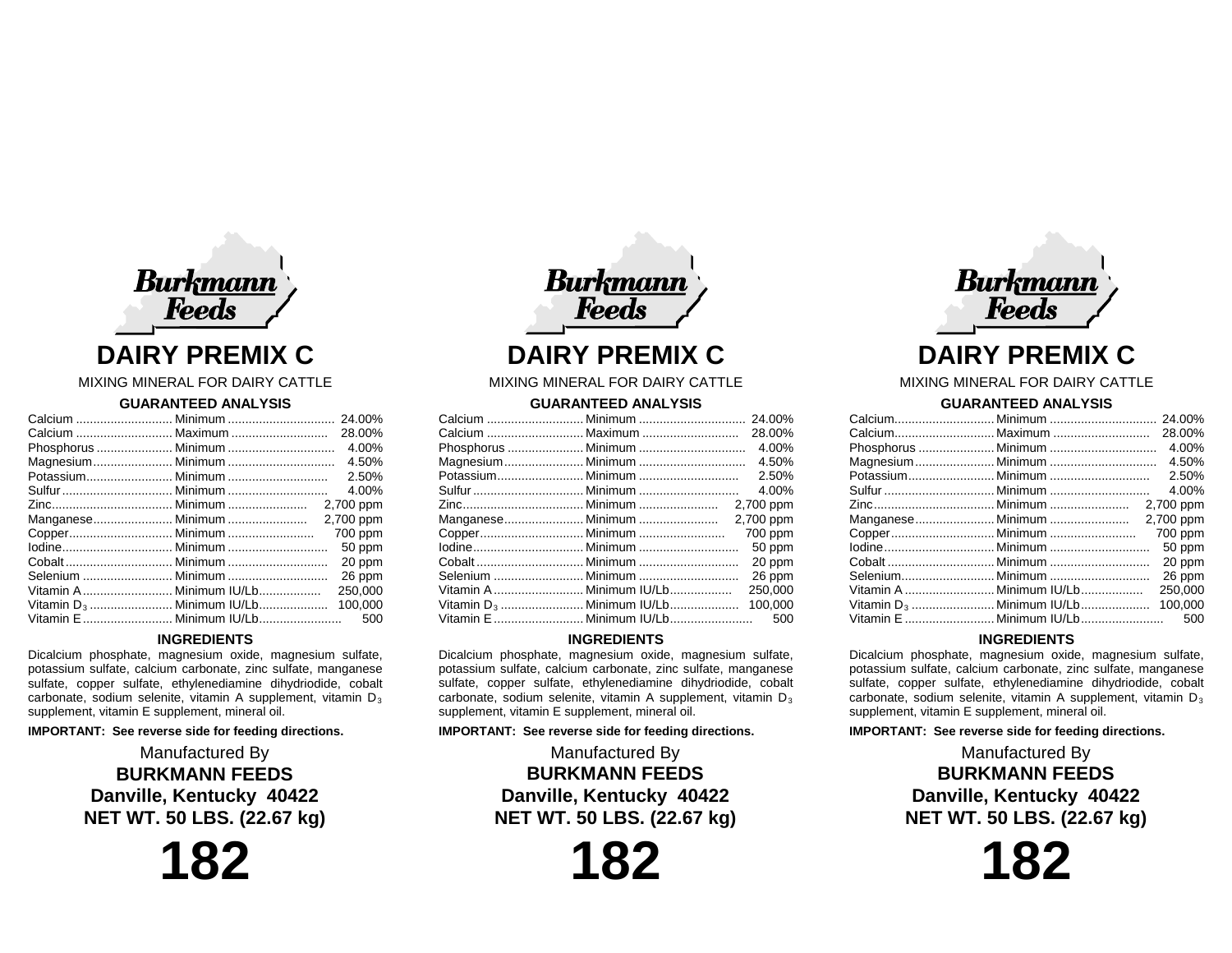Burkmann Feeds

# DAIRY PREMIX C

MIXING MINERAL FOR DAIRY CATTLE

## GUARANTEED ANALYSIS

| Nutrient | Guarantee | Amount |
|---|---|---|
| Calcium | Minimum | 24.00% |
| Calcium | Maximum | 28.00% |
| Phosphorus | Minimum | 4.00% |
| Magnesium | Minimum | 4.50% |
| Potassium | Minimum | 2.50% |
| Sulfur | Minimum | 4.00% |
| Zinc | Minimum | 2,700 ppm |
| Manganese | Minimum | 2,700 ppm |
| Copper | Minimum | 700 ppm |
| Iodine | Minimum | 50 ppm |
| Cobalt | Minimum | 20 ppm |
| Selenium | Minimum | 26 ppm |
| Vitamin A | Minimum IU/Lb | 250,000 |
| Vitamin $D_3$ | Minimum IU/Lb | 100,000 |
| Vitamin E | Minimum IU/Lb | 500 |

## INGREDIENTS

Dicalcium phosphate, magnesium oxide, magnesium sulfate, potassium sulfate, calcium carbonate, zinc sulfate, manganese sulfate, copper sulfate, ethylenediamine dihydriodide, cobalt carbonate, sodium selenite, vitamin A supplement, vitamin $D_3$ supplement, vitamin E supplement, mineral oil.

**IMPORTANT: See reverse side for feeding directions.**

Manufactured By

**BURKMANN FEEDS**

**Danville, Kentucky 40422**

**NET WT. 50 LBS. (22.67 kg)**

# 182

---

Burkmann Feeds

# DAIRY PREMIX C

MIXING MINERAL FOR DAIRY CATTLE

## GUARANTEED ANALYSIS

| Nutrient | Guarantee | Amount |
|---|---|---|
| Calcium | Minimum | 24.00% |
| Calcium | Maximum | 28.00% |
| Phosphorus | Minimum | 4.00% |
| Magnesium | Minimum | 4.50% |
| Potassium | Minimum | 2.50% |
| Sulfur | Minimum | 4.00% |
| Zinc | Minimum | 2,700 ppm |
| Manganese | Minimum | 2,700 ppm |
| Copper | Minimum | 700 ppm |
| Iodine | Minimum | 50 ppm |
| Cobalt | Minimum | 20 ppm |
| Selenium | Minimum | 26 ppm |
| Vitamin A | Minimum IU/Lb | 250,000 |
| Vitamin $D_3$ | Minimum IU/Lb | 100,000 |
| Vitamin E | Minimum IU/Lb | 500 |

## INGREDIENTS

Dicalcium phosphate, magnesium oxide, magnesium sulfate, potassium sulfate, calcium carbonate, zinc sulfate, manganese sulfate, copper sulfate, ethylenediamine dihydriodide, cobalt carbonate, sodium selenite, vitamin A supplement, vitamin $D_3$ supplement, vitamin E supplement, mineral oil.

**IMPORTANT: See reverse side for feeding directions.**

Manufactured By

**BURKMANN FEEDS**

**Danville, Kentucky 40422**

**NET WT. 50 LBS. (22.67 kg)**

# 182

---

Burkmann Feeds

# DAIRY PREMIX C

MIXING MINERAL FOR DAIRY CATTLE

## GUARANTEED ANALYSIS

| Nutrient | Guarantee | Amount |
|---|---|---|
| Calcium | Minimum | 24.00% |
| Calcium | Maximum | 28.00% |
| Phosphorus | Minimum | 4.00% |
| Magnesium | Minimum | 4.50% |
| Potassium | Minimum | 2.50% |
| Sulfur | Minimum | 4.00% |
| Zinc | Minimum | 2,700 ppm |
| Manganese | Minimum | 2,700 ppm |
| Copper | Minimum | 700 ppm |
| Iodine | Minimum | 50 ppm |
| Cobalt | Minimum | 20 ppm |
| Selenium | Minimum | 26 ppm |
| Vitamin A | Minimum IU/Lb | 250,000 |
| Vitamin $D_3$ | Minimum IU/Lb | 100,000 |
| Vitamin E | Minimum IU/Lb | 500 |

## INGREDIENTS

Dicalcium phosphate, magnesium oxide, magnesium sulfate, potassium sulfate, calcium carbonate, zinc sulfate, manganese sulfate, copper sulfate, ethylenediamine dihydriodide, cobalt carbonate, sodium selenite, vitamin A supplement, vitamin $D_3$ supplement, vitamin E supplement, mineral oil.

**IMPORTANT: See reverse side for feeding directions.**

Manufactured By

**BURKMANN FEEDS**

**Danville, Kentucky 40422**

**NET WT. 50 LBS. (22.67 kg)**

# 182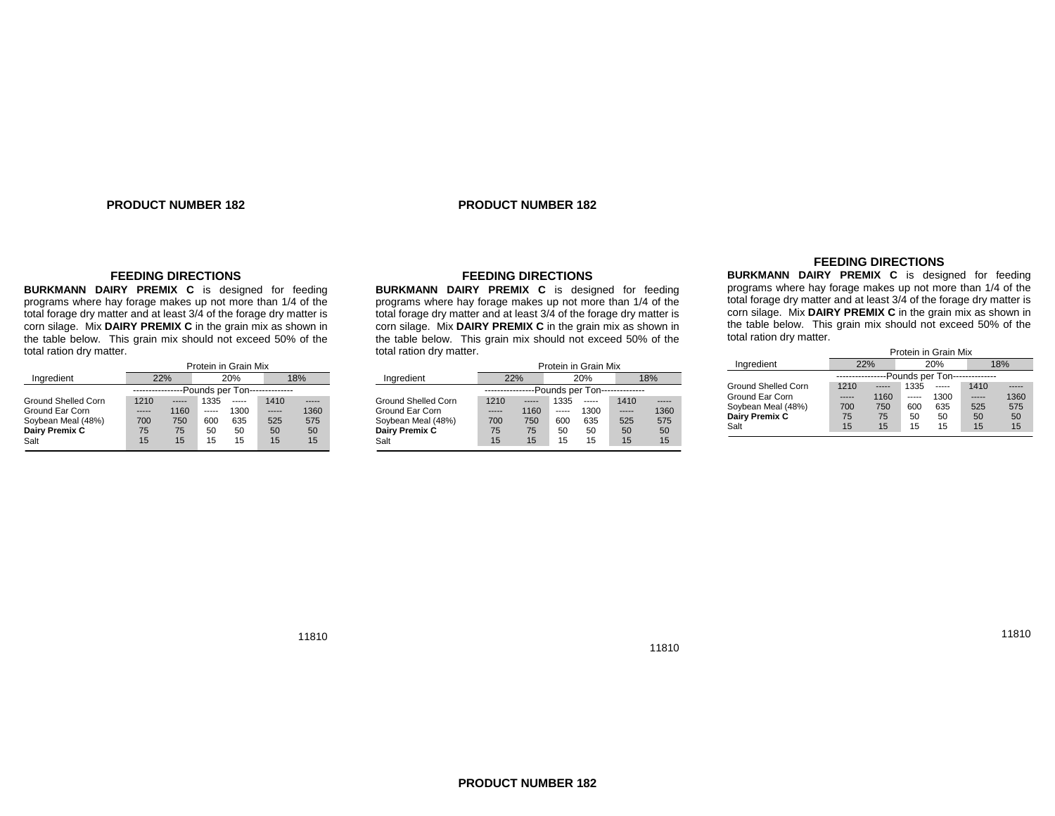**PRODUCT NUMBER 182**

## FEEDING DIRECTIONS

**BURKMANN DAIRY PREMIX C** is designed for feeding programs where hay forage makes up not more than 1/4 of the total forage dry matter and at least 3/4 of the forage dry matter is corn silage. Mix **DAIRY PREMIX C** in the grain mix as shown in the table below. This grain mix should not exceed 50% of the total ration dry matter.

| | Protein in Grain Mix | | | | | |
|---|---|---|---|---|---|---|
| Ingredient | 22% | | 20% | | 18% | |
| | ----------------Pounds per Ton-------------- | | | | | |
| Ground Shelled Corn | 1210 | ----- | 1335 | ----- | 1410 | ----- |
| Ground Ear Corn | ----- | 1160 | ----- | 1300 | ----- | 1360 |
| Soybean Meal (48%) | 700 | 750 | 600 | 635 | 525 | 575 |
| **Dairy Premix C** | 75 | 75 | 50 | 50 | 50 | 50 |
| Salt | 15 | 15 | 15 | 15 | 15 | 15 |

11810

**PRODUCT NUMBER 182**

## FEEDING DIRECTIONS

**BURKMANN DAIRY PREMIX C** is designed for feeding programs where hay forage makes up not more than 1/4 of the total forage dry matter and at least 3/4 of the forage dry matter is corn silage. Mix **DAIRY PREMIX C** in the grain mix as shown in the table below. This grain mix should not exceed 50% of the total ration dry matter.

| | Protein in Grain Mix | | | | | |
|---|---|---|---|---|---|---|
| Ingredient | 22% | | 20% | | 18% | |
| | ----------------Pounds per Ton-------------- | | | | | |
| Ground Shelled Corn | 1210 | ----- | 1335 | ----- | 1410 | ----- |
| Ground Ear Corn | ----- | 1160 | ----- | 1300 | ----- | 1360 |
| Soybean Meal (48%) | 700 | 750 | 600 | 635 | 525 | 575 |
| **Dairy Premix C** | 75 | 75 | 50 | 50 | 50 | 50 |
| Salt | 15 | 15 | 15 | 15 | 15 | 15 |

11810

**PRODUCT NUMBER 182**

## FEEDING DIRECTIONS

**BURKMANN DAIRY PREMIX C** is designed for feeding programs where hay forage makes up not more than 1/4 of the total forage dry matter and at least 3/4 of the forage dry matter is corn silage. Mix **DAIRY PREMIX C** in the grain mix as shown in the table below. This grain mix should not exceed 50% of the total ration dry matter.

| | Protein in Grain Mix | | | | | |
|---|---|---|---|---|---|---|
| Ingredient | 22% | | 20% | | 18% | |
| | ----------------Pounds per Ton-------------- | | | | | |
| Ground Shelled Corn | 1210 | ----- | 1335 | ----- | 1410 | ----- |
| Ground Ear Corn | ----- | 1160 | ----- | 1300 | ----- | 1360 |
| Soybean Meal (48%) | 700 | 750 | 600 | 635 | 525 | 575 |
| **Dairy Premix C** | 75 | 75 | 50 | 50 | 50 | 50 |
| Salt | 15 | 15 | 15 | 15 | 15 | 15 |

11810